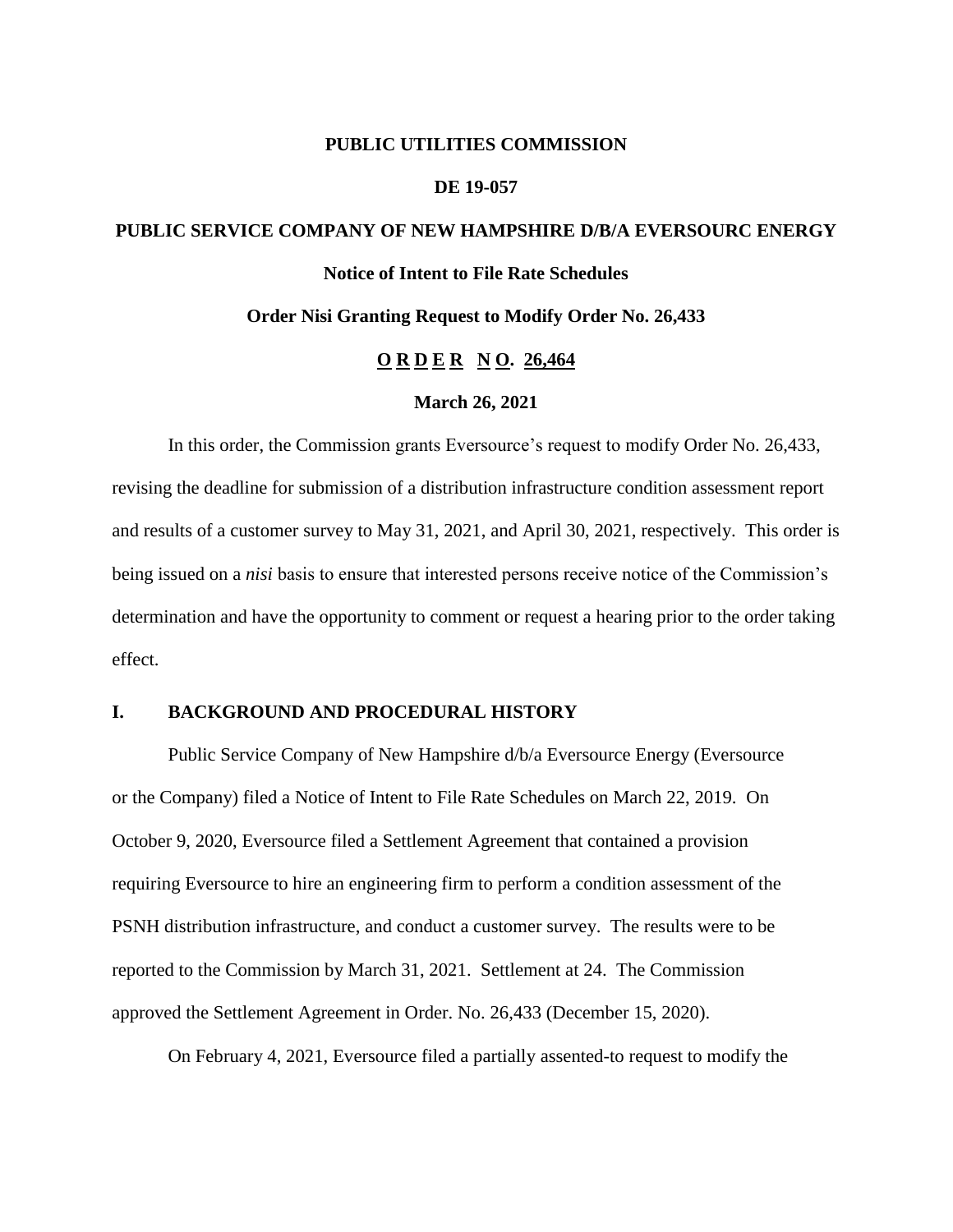**PUBLIC UTILITIES COMMISSION**

**DE 19-057**

**PUBLIC SERVICE COMPANY OF NEW HAMPSHIRE D/B/A EVERSOURC ENERGY**

**Notice of Intent to File Rate Schedules**

**Order Nisi Granting Request to Modify Order No. 26,433**

**O R D E R N O. 26,464**

**March 26, 2021**

In this order, the Commission grants Eversource's request to modify Order No. 26,433, revising the deadline for submission of a distribution infrastructure condition assessment report and results of a customer survey to May 31, 2021, and April 30, 2021, respectively. This order is being issued on a *nisi* basis to ensure that interested persons receive notice of the Commission's determination and have the opportunity to comment or request a hearing prior to the order taking effect.

## I. BACKGROUND AND PROCEDURAL HISTORY

Public Service Company of New Hampshire d/b/a Eversource Energy (Eversource or the Company) filed a Notice of Intent to File Rate Schedules on March 22, 2019. On October 9, 2020, Eversource filed a Settlement Agreement that contained a provision requiring Eversource to hire an engineering firm to perform a condition assessment of the PSNH distribution infrastructure, and conduct a customer survey. The results were to be reported to the Commission by March 31, 2021. Settlement at 24. The Commission approved the Settlement Agreement in Order. No. 26,433 (December 15, 2020).

On February 4, 2021, Eversource filed a partially assented-to request to modify the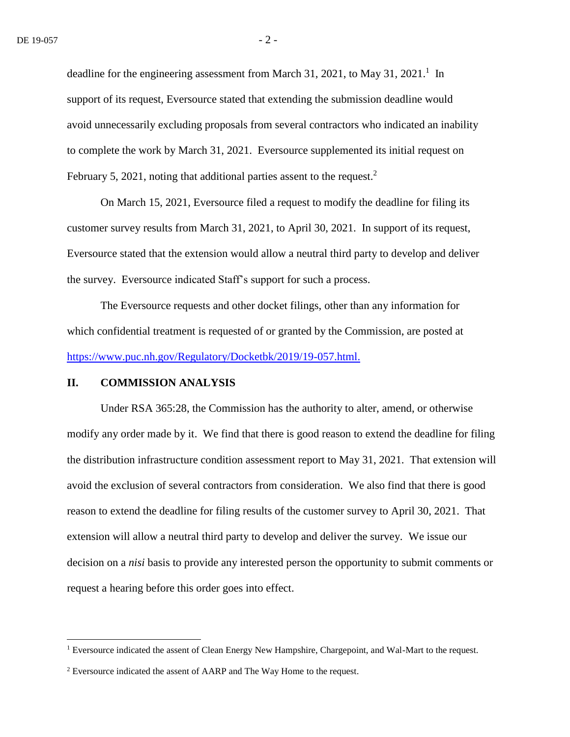deadline for the engineering assessment from March 31, 2021, to May 31, 2021.[1] In support of its request, Eversource stated that extending the submission deadline would avoid unnecessarily excluding proposals from several contractors who indicated an inability to complete the work by March 31, 2021. Eversource supplemented its initial request on February 5, 2021, noting that additional parties assent to the request.[2]

On March 15, 2021, Eversource filed a request to modify the deadline for filing its customer survey results from March 31, 2021, to April 30, 2021. In support of its request, Eversource stated that the extension would allow a neutral third party to develop and deliver the survey. Eversource indicated Staff's support for such a process.

The Eversource requests and other docket filings, other than any information for which confidential treatment is requested of or granted by the Commission, are posted at [https://www.puc.nh.gov/Regulatory/Docketbk/2019/19-057.html.](https://www.puc.nh.gov/Regulatory/Docketbk/2019/19-057.html)

## II. COMMISSION ANALYSIS

Under RSA 365:28, the Commission has the authority to alter, amend, or otherwise modify any order made by it. We find that there is good reason to extend the deadline for filing the distribution infrastructure condition assessment report to May 31, 2021. That extension will avoid the exclusion of several contractors from consideration. We also find that there is good reason to extend the deadline for filing results of the customer survey to April 30, 2021. That extension will allow a neutral third party to develop and deliver the survey. We issue our decision on a *nisi* basis to provide any interested person the opportunity to submit comments or request a hearing before this order goes into effect.

---

[1] Eversource indicated the assent of Clean Energy New Hampshire, Chargepoint, and Wal-Mart to the request.

[2] Eversource indicated the assent of AARP and The Way Home to the request.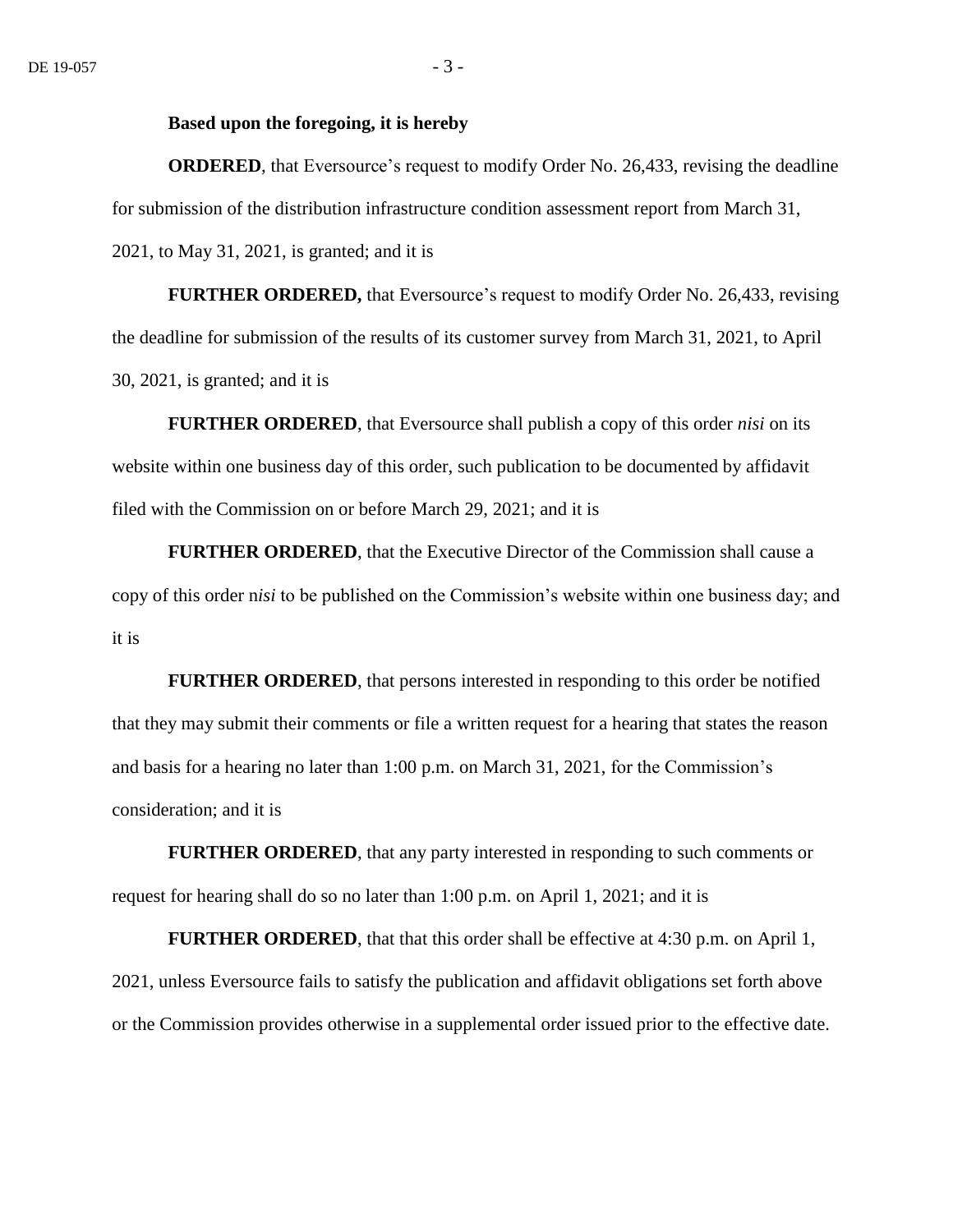**Based upon the foregoing, it is hereby**

**ORDERED**, that Eversource's request to modify Order No. 26,433, revising the deadline for submission of the distribution infrastructure condition assessment report from March 31, 2021, to May 31, 2021, is granted; and it is

**FURTHER ORDERED,** that Eversource's request to modify Order No. 26,433, revising the deadline for submission of the results of its customer survey from March 31, 2021, to April 30, 2021, is granted; and it is

**FURTHER ORDERED**, that Eversource shall publish a copy of this order *nisi* on its website within one business day of this order, such publication to be documented by affidavit filed with the Commission on or before March 29, 2021; and it is

**FURTHER ORDERED**, that the Executive Director of the Commission shall cause a copy of this order n*isi* to be published on the Commission's website within one business day; and it is

**FURTHER ORDERED**, that persons interested in responding to this order be notified that they may submit their comments or file a written request for a hearing that states the reason and basis for a hearing no later than 1:00 p.m. on March 31, 2021, for the Commission's consideration; and it is

**FURTHER ORDERED**, that any party interested in responding to such comments or request for hearing shall do so no later than 1:00 p.m. on April 1, 2021; and it is

**FURTHER ORDERED**, that that this order shall be effective at 4:30 p.m. on April 1, 2021, unless Eversource fails to satisfy the publication and affidavit obligations set forth above or the Commission provides otherwise in a supplemental order issued prior to the effective date.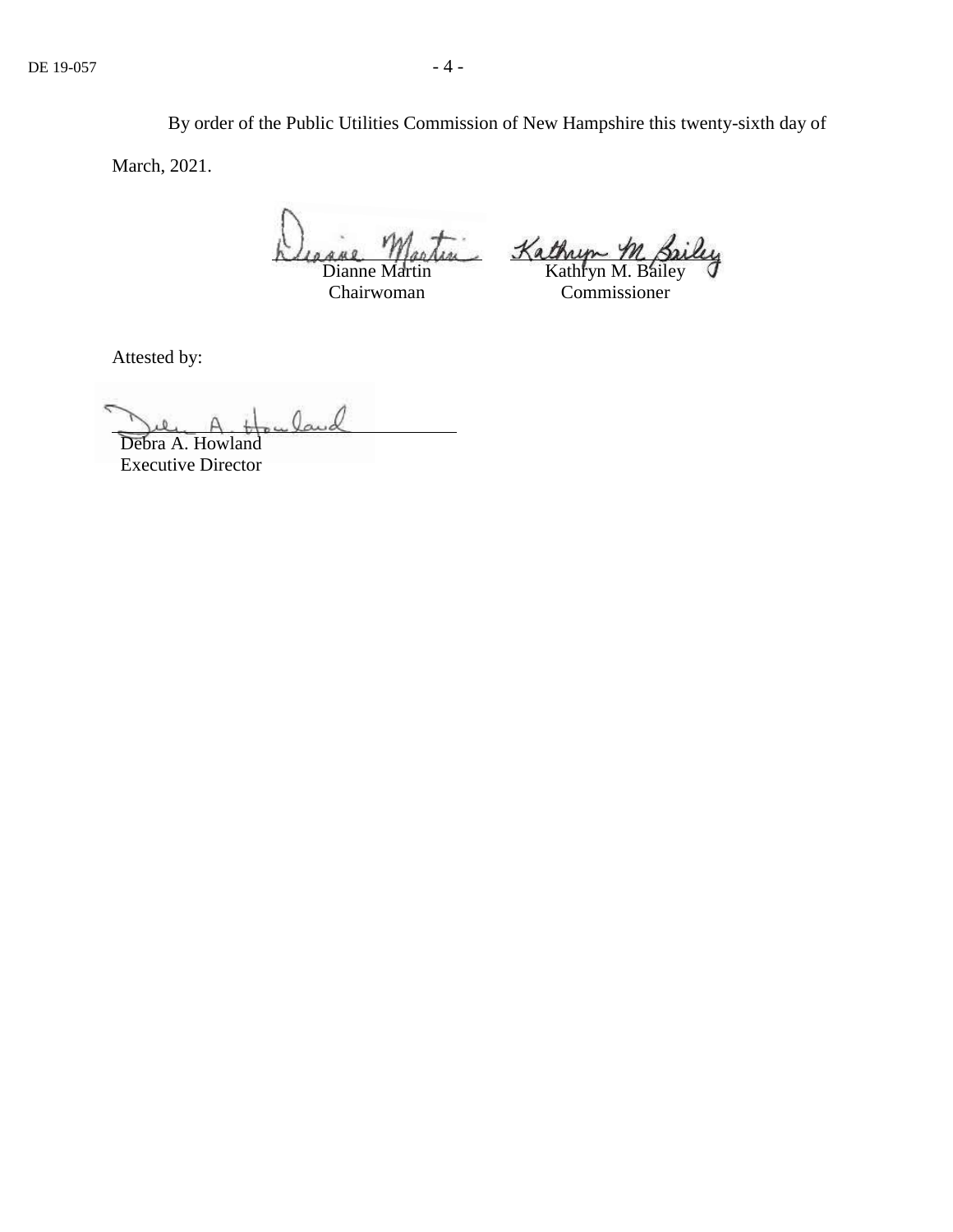By order of the Public Utilities Commission of New Hampshire this twenty-sixth day of March, 2021.

Dianne Martin
Chairwoman

Kathryn M. Bailey
Commissioner

Attested by:

Debra A. Howland
Executive Director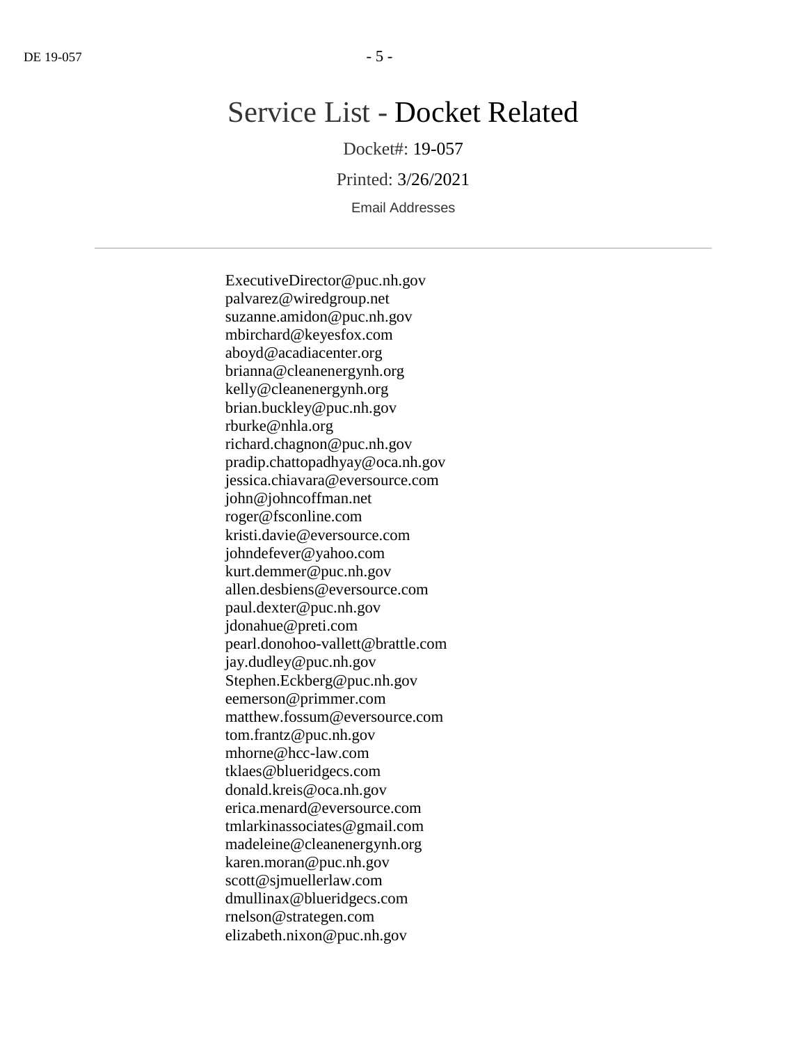# Service List - Docket Related

Docket#: 19-057

Printed: 3/26/2021

Email Addresses

---

ExecutiveDirector@puc.nh.gov
palvarez@wiredgroup.net
suzanne.amidon@puc.nh.gov
mbirchard@keyesfox.com
aboyd@acadiacenter.org
brianna@cleanenergynh.org
kelly@cleanenergynh.org
brian.buckley@puc.nh.gov
rburke@nhla.org
richard.chagnon@puc.nh.gov
pradip.chattopadhyay@oca.nh.gov
jessica.chiavara@eversource.com
john@johncoffman.net
roger@fsconline.com
kristi.davie@eversource.com
johndefever@yahoo.com
kurt.demmer@puc.nh.gov
allen.desbiens@eversource.com
paul.dexter@puc.nh.gov
jdonahue@preti.com
pearl.donohoo-vallett@brattle.com
jay.dudley@puc.nh.gov
Stephen.Eckberg@puc.nh.gov
eemerson@primmer.com
matthew.fossum@eversource.com
tom.frantz@puc.nh.gov
mhorne@hcc-law.com
tklaes@blueridgecs.com
donald.kreis@oca.nh.gov
erica.menard@eversource.com
tmlarkinassociates@gmail.com
madeleine@cleanenergynh.org
karen.moran@puc.nh.gov
scott@sjmuellerlaw.com
dmullinax@blueridgecs.com
rnelson@strategen.com
elizabeth.nixon@puc.nh.gov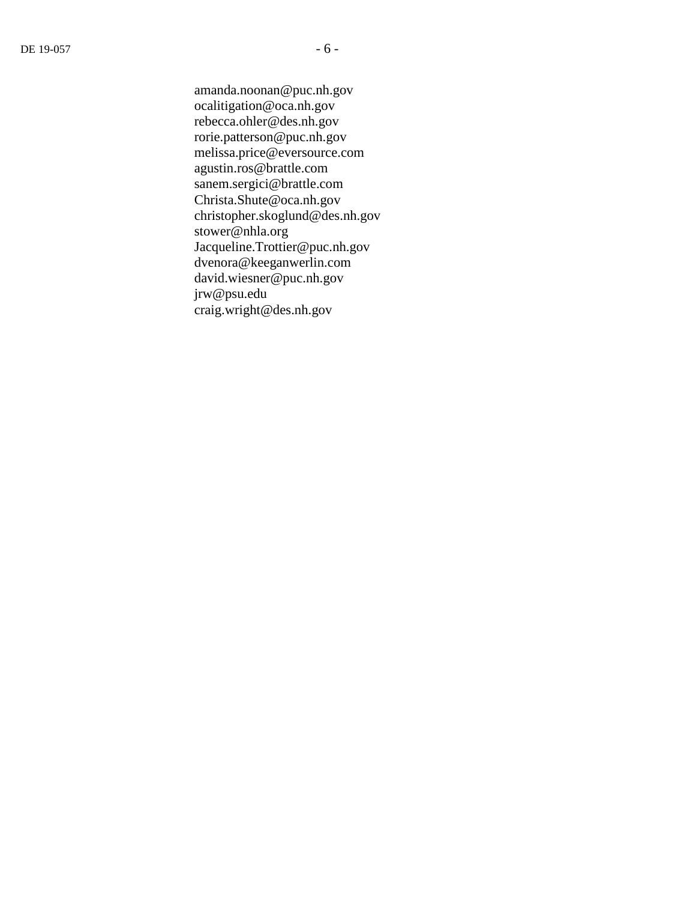amanda.noonan@puc.nh.gov
ocalitigation@oca.nh.gov
rebecca.ohler@des.nh.gov
rorie.patterson@puc.nh.gov
melissa.price@eversource.com
agustin.ros@brattle.com
sanem.sergici@brattle.com
Christa.Shute@oca.nh.gov
christopher.skoglund@des.nh.gov
stower@nhla.org
Jacqueline.Trottier@puc.nh.gov
dvenora@keeganwerlin.com
david.wiesner@puc.nh.gov
jrw@psu.edu
craig.wright@des.nh.gov